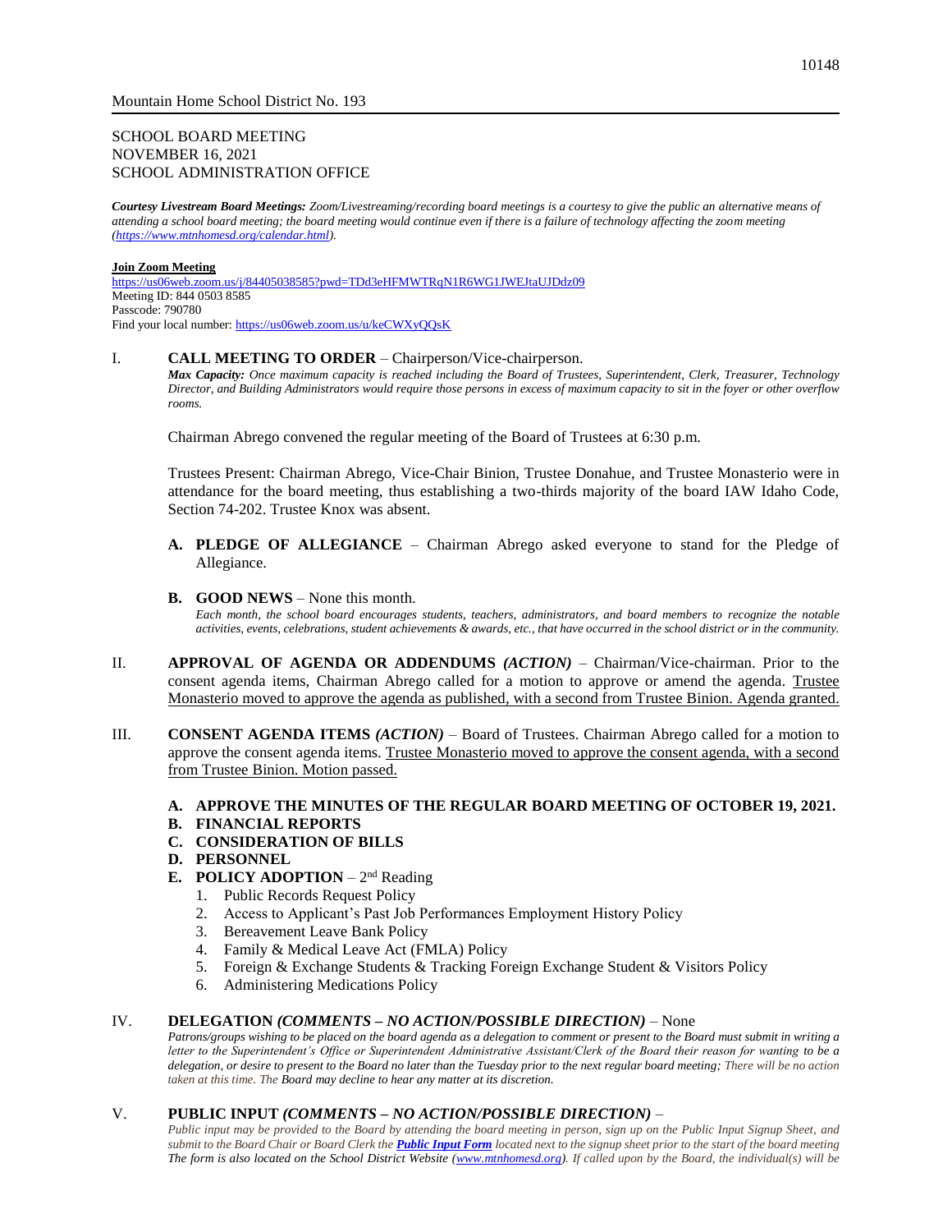Mountain Home School District No. 193

SCHOOL BOARD MEETING
NOVEMBER 16, 2021
SCHOOL ADMINISTRATION OFFICE

***Courtesy Livestream Board Meetings:*** *Zoom/Livestreaming/recording board meetings is a courtesy to give the public an alternative means of attending a school board meeting; the board meeting would continue even if there is a failure of technology affecting the zoom meeting (https://www.mtnhomesd.org/calendar.html).*

**Join Zoom Meeting**
https://us06web.zoom.us/j/84405038585?pwd=TDd3eHFMWTRqN1R6WG1JWEJtaUJDdz09
Meeting ID: 844 0503 8585
Passcode: 790780
Find your local number: https://us06web.zoom.us/u/keCWXyQQsK

I. **CALL MEETING TO ORDER** – Chairperson/Vice-chairperson.
***Max Capacity:*** *Once maximum capacity is reached including the Board of Trustees, Superintendent, Clerk, Treasurer, Technology Director, and Building Administrators would require those persons in excess of maximum capacity to sit in the foyer or other overflow rooms.*

Chairman Abrego convened the regular meeting of the Board of Trustees at 6:30 p.m.

Trustees Present: Chairman Abrego, Vice-Chair Binion, Trustee Donahue, and Trustee Monasterio were in attendance for the board meeting, thus establishing a two-thirds majority of the board IAW Idaho Code, Section 74-202. Trustee Knox was absent.

**A. PLEDGE OF ALLEGIANCE** – Chairman Abrego asked everyone to stand for the Pledge of Allegiance.

**B. GOOD NEWS** – None this month.
*Each month, the school board encourages students, teachers, administrators, and board members to recognize the notable activities, events, celebrations, student achievements & awards, etc., that have occurred in the school district or in the community.*

II. **APPROVAL OF AGENDA OR ADDENDUMS *(ACTION)*** – Chairman/Vice-chairman. Prior to the consent agenda items, Chairman Abrego called for a motion to approve or amend the agenda. <u>Trustee Monasterio moved to approve the agenda as published, with a second from Trustee Binion. Agenda granted.</u>

III. **CONSENT AGENDA ITEMS *(ACTION)*** – Board of Trustees. Chairman Abrego called for a motion to approve the consent agenda items. <u>Trustee Monasterio moved to approve the consent agenda, with a second from Trustee Binion. Motion passed.</u>

**A. APPROVE THE MINUTES OF THE REGULAR BOARD MEETING OF OCTOBER 19, 2021.**
**B. FINANCIAL REPORTS**
**C. CONSIDERATION OF BILLS**
**D. PERSONNEL**
**E. POLICY ADOPTION** – 2nd Reading
1. Public Records Request Policy
2. Access to Applicant's Past Job Performances Employment History Policy
3. Bereavement Leave Bank Policy
4. Family & Medical Leave Act (FMLA) Policy
5. Foreign & Exchange Students & Tracking Foreign Exchange Student & Visitors Policy
6. Administering Medications Policy

IV. **DELEGATION *(COMMENTS – NO ACTION/POSSIBLE DIRECTION)*** – None
*Patrons/groups wishing to be placed on the board agenda as a delegation to comment or present to the Board must submit in writing a letter to the Superintendent's Office or Superintendent Administrative Assistant/Clerk of the Board their reason for wanting to be a delegation, or desire to present to the Board no later than the Tuesday prior to the next regular board meeting; There will be no action taken at this time. The Board may decline to hear any matter at its discretion.*

V. **PUBLIC INPUT *(COMMENTS – NO ACTION/POSSIBLE DIRECTION)*** –
*Public input may be provided to the Board by attending the board meeting in person, sign up on the Public Input Signup Sheet, and submit to the Board Chair or Board Clerk the **Public Input Form** located next to the signup sheet prior to the start of the board meeting The form is also located on the School District Website (www.mtnhomesd.org). If called upon by the Board, the individual(s) will be*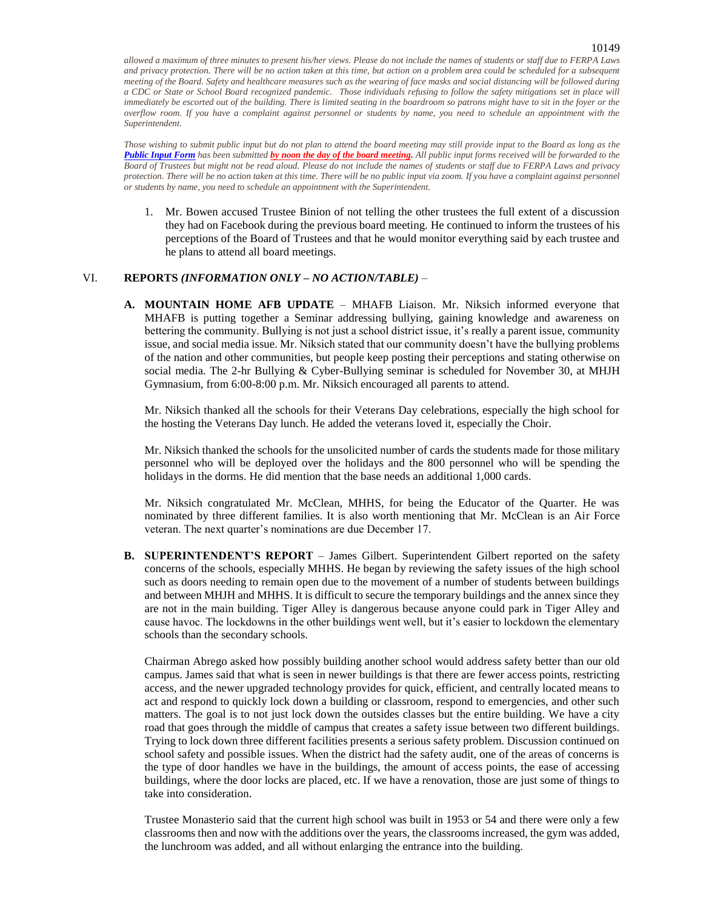*allowed a maximum of three minutes to present his/her views. Please do not include the names of students or staff due to FERPA Laws and privacy protection. There will be no action taken at this time, but action on a problem area could be scheduled for a subsequent meeting of the Board. Safety and healthcare measures such as the wearing of face masks and social distancing will be followed during a CDC or State or School Board recognized pandemic. Those individuals refusing to follow the safety mitigations set in place will immediately be escorted out of the building. There is limited seating in the boardroom so patrons might have to sit in the foyer or the overflow room. If you have a complaint against personnel or students by name, you need to schedule an appointment with the Superintendent.*

*Those wishing to submit public input but do not plan to attend the board meeting may still provide input to the Board as long as the* ***Public Input Form*** *has been submitted* ***by noon the day of the board meeting****. All public input forms received will be forwarded to the Board of Trustees but might not be read aloud. Please do not include the names of students or staff due to FERPA Laws and privacy protection. There will be no action taken at this time. There will be no public input via zoom. If you have a complaint against personnel or students by name, you need to schedule an appointment with the Superintendent.*

1. Mr. Bowen accused Trustee Binion of not telling the other trustees the full extent of a discussion they had on Facebook during the previous board meeting. He continued to inform the trustees of his perceptions of the Board of Trustees and that he would monitor everything said by each trustee and he plans to attend all board meetings.

## VI. REPORTS *(INFORMATION ONLY – NO ACTION/TABLE)* –

**A. MOUNTAIN HOME AFB UPDATE** – MHAFB Liaison. Mr. Niksich informed everyone that MHAFB is putting together a Seminar addressing bullying, gaining knowledge and awareness on bettering the community. Bullying is not just a school district issue, it's really a parent issue, community issue, and social media issue. Mr. Niksich stated that our community doesn't have the bullying problems of the nation and other communities, but people keep posting their perceptions and stating otherwise on social media. The 2-hr Bullying & Cyber-Bullying seminar is scheduled for November 30, at MHJH Gymnasium, from 6:00-8:00 p.m. Mr. Niksich encouraged all parents to attend.

Mr. Niksich thanked all the schools for their Veterans Day celebrations, especially the high school for the hosting the Veterans Day lunch. He added the veterans loved it, especially the Choir.

Mr. Niksich thanked the schools for the unsolicited number of cards the students made for those military personnel who will be deployed over the holidays and the 800 personnel who will be spending the holidays in the dorms. He did mention that the base needs an additional 1,000 cards.

Mr. Niksich congratulated Mr. McClean, MHHS, for being the Educator of the Quarter. He was nominated by three different families. It is also worth mentioning that Mr. McClean is an Air Force veteran. The next quarter's nominations are due December 17.

**B. SUPERINTENDENT'S REPORT** – James Gilbert. Superintendent Gilbert reported on the safety concerns of the schools, especially MHHS. He began by reviewing the safety issues of the high school such as doors needing to remain open due to the movement of a number of students between buildings and between MHJH and MHHS. It is difficult to secure the temporary buildings and the annex since they are not in the main building. Tiger Alley is dangerous because anyone could park in Tiger Alley and cause havoc. The lockdowns in the other buildings went well, but it's easier to lockdown the elementary schools than the secondary schools.

Chairman Abrego asked how possibly building another school would address safety better than our old campus. James said that what is seen in newer buildings is that there are fewer access points, restricting access, and the newer upgraded technology provides for quick, efficient, and centrally located means to act and respond to quickly lock down a building or classroom, respond to emergencies, and other such matters. The goal is to not just lock down the outsides classes but the entire building. We have a city road that goes through the middle of campus that creates a safety issue between two different buildings. Trying to lock down three different facilities presents a serious safety problem. Discussion continued on school safety and possible issues. When the district had the safety audit, one of the areas of concerns is the type of door handles we have in the buildings, the amount of access points, the ease of accessing buildings, where the door locks are placed, etc. If we have a renovation, those are just some of things to take into consideration.

Trustee Monasterio said that the current high school was built in 1953 or 54 and there were only a few classrooms then and now with the additions over the years, the classrooms increased, the gym was added, the lunchroom was added, and all without enlarging the entrance into the building.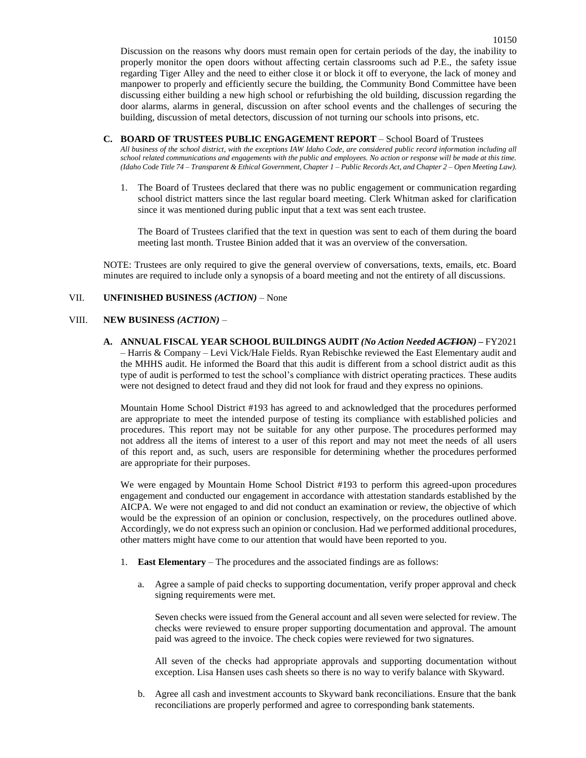Discussion on the reasons why doors must remain open for certain periods of the day, the inability to properly monitor the open doors without affecting certain classrooms such ad P.E., the safety issue regarding Tiger Alley and the need to either close it or block it off to everyone, the lack of money and manpower to properly and efficiently secure the building, the Community Bond Committee have been discussing either building a new high school or refurbishing the old building, discussion regarding the door alarms, alarms in general, discussion on after school events and the challenges of securing the building, discussion of metal detectors, discussion of not turning our schools into prisons, etc.

**C. BOARD OF TRUSTEES PUBLIC ENGAGEMENT REPORT** – School Board of Trustees
*All business of the school district, with the exceptions IAW Idaho Code, are considered public record information including all school related communications and engagements with the public and employees. No action or response will be made at this time. (Idaho Code Title 74 – Transparent & Ethical Government, Chapter 1 – Public Records Act, and Chapter 2 – Open Meeting Law).*

1. The Board of Trustees declared that there was no public engagement or communication regarding school district matters since the last regular board meeting. Clerk Whitman asked for clarification since it was mentioned during public input that a text was sent each trustee.

   The Board of Trustees clarified that the text in question was sent to each of them during the board meeting last month. Trustee Binion added that it was an overview of the conversation.

NOTE: Trustees are only required to give the general overview of conversations, texts, emails, etc. Board minutes are required to include only a synopsis of a board meeting and not the entirety of all discussions.

VII. **UNFINISHED BUSINESS** ***(ACTION)*** – None

VIII. **NEW BUSINESS** ***(ACTION)*** –

**A. ANNUAL FISCAL YEAR SCHOOL BUILDINGS AUDIT** ***(No Action Needed ~~ACTION~~)*** **–** FY2021 – Harris & Company – Levi Vick/Hale Fields. Ryan Rebischke reviewed the East Elementary audit and the MHHS audit. He informed the Board that this audit is different from a school district audit as this type of audit is performed to test the school's compliance with district operating practices. These audits were not designed to detect fraud and they did not look for fraud and they express no opinions.

Mountain Home School District #193 has agreed to and acknowledged that the procedures performed are appropriate to meet the intended purpose of testing its compliance with established policies and procedures. This report may not be suitable for any other purpose. The procedures performed may not address all the items of interest to a user of this report and may not meet the needs of all users of this report and, as such, users are responsible for determining whether the procedures performed are appropriate for their purposes.

We were engaged by Mountain Home School District #193 to perform this agreed-upon procedures engagement and conducted our engagement in accordance with attestation standards established by the AICPA. We were not engaged to and did not conduct an examination or review, the objective of which would be the expression of an opinion or conclusion, respectively, on the procedures outlined above. Accordingly, we do not express such an opinion or conclusion. Had we performed additional procedures, other matters might have come to our attention that would have been reported to you.

1. **East Elementary** – The procedures and the associated findings are as follows:

   a. Agree a sample of paid checks to supporting documentation, verify proper approval and check signing requirements were met.

      Seven checks were issued from the General account and all seven were selected for review. The checks were reviewed to ensure proper supporting documentation and approval. The amount paid was agreed to the invoice. The check copies were reviewed for two signatures.

      All seven of the checks had appropriate approvals and supporting documentation without exception. Lisa Hansen uses cash sheets so there is no way to verify balance with Skyward.

   b. Agree all cash and investment accounts to Skyward bank reconciliations. Ensure that the bank reconciliations are properly performed and agree to corresponding bank statements.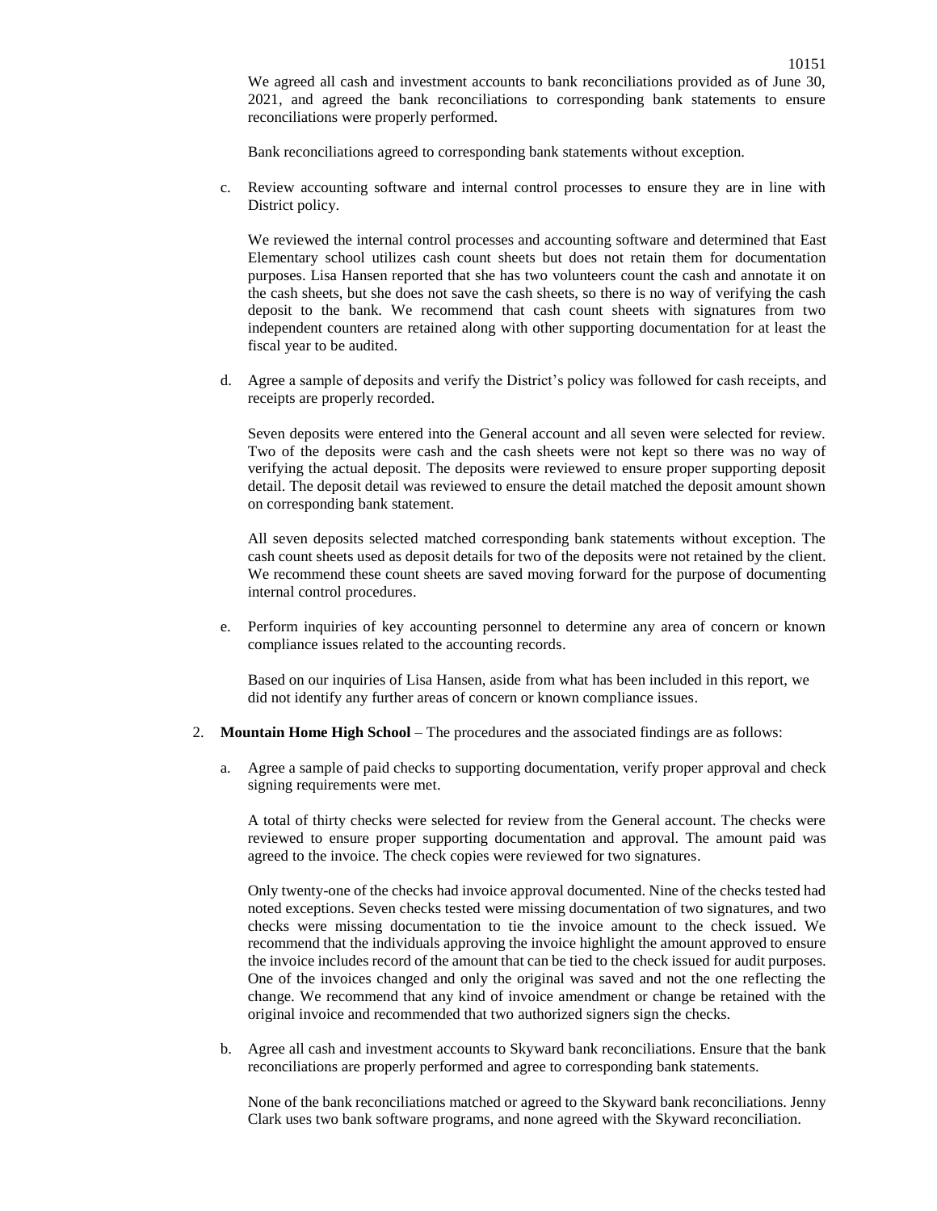We agreed all cash and investment accounts to bank reconciliations provided as of June 30, 2021, and agreed the bank reconciliations to corresponding bank statements to ensure reconciliations were properly performed.

Bank reconciliations agreed to corresponding bank statements without exception.

c. Review accounting software and internal control processes to ensure they are in line with District policy.

   We reviewed the internal control processes and accounting software and determined that East Elementary school utilizes cash count sheets but does not retain them for documentation purposes. Lisa Hansen reported that she has two volunteers count the cash and annotate it on the cash sheets, but she does not save the cash sheets, so there is no way of verifying the cash deposit to the bank. We recommend that cash count sheets with signatures from two independent counters are retained along with other supporting documentation for at least the fiscal year to be audited.

d. Agree a sample of deposits and verify the District's policy was followed for cash receipts, and receipts are properly recorded.

   Seven deposits were entered into the General account and all seven were selected for review. Two of the deposits were cash and the cash sheets were not kept so there was no way of verifying the actual deposit. The deposits were reviewed to ensure proper supporting deposit detail. The deposit detail was reviewed to ensure the detail matched the deposit amount shown on corresponding bank statement.

   All seven deposits selected matched corresponding bank statements without exception. The cash count sheets used as deposit details for two of the deposits were not retained by the client. We recommend these count sheets are saved moving forward for the purpose of documenting internal control procedures.

e. Perform inquiries of key accounting personnel to determine any area of concern or known compliance issues related to the accounting records.

   Based on our inquiries of Lisa Hansen, aside from what has been included in this report, we did not identify any further areas of concern or known compliance issues.

2. **Mountain Home High School** – The procedures and the associated findings are as follows:

   a. Agree a sample of paid checks to supporting documentation, verify proper approval and check signing requirements were met.

      A total of thirty checks were selected for review from the General account. The checks were reviewed to ensure proper supporting documentation and approval. The amount paid was agreed to the invoice. The check copies were reviewed for two signatures.

      Only twenty-one of the checks had invoice approval documented. Nine of the checks tested had noted exceptions. Seven checks tested were missing documentation of two signatures, and two checks were missing documentation to tie the invoice amount to the check issued. We recommend that the individuals approving the invoice highlight the amount approved to ensure the invoice includes record of the amount that can be tied to the check issued for audit purposes. One of the invoices changed and only the original was saved and not the one reflecting the change. We recommend that any kind of invoice amendment or change be retained with the original invoice and recommended that two authorized signers sign the checks.

   b. Agree all cash and investment accounts to Skyward bank reconciliations. Ensure that the bank reconciliations are properly performed and agree to corresponding bank statements.

      None of the bank reconciliations matched or agreed to the Skyward bank reconciliations. Jenny Clark uses two bank software programs, and none agreed with the Skyward reconciliation.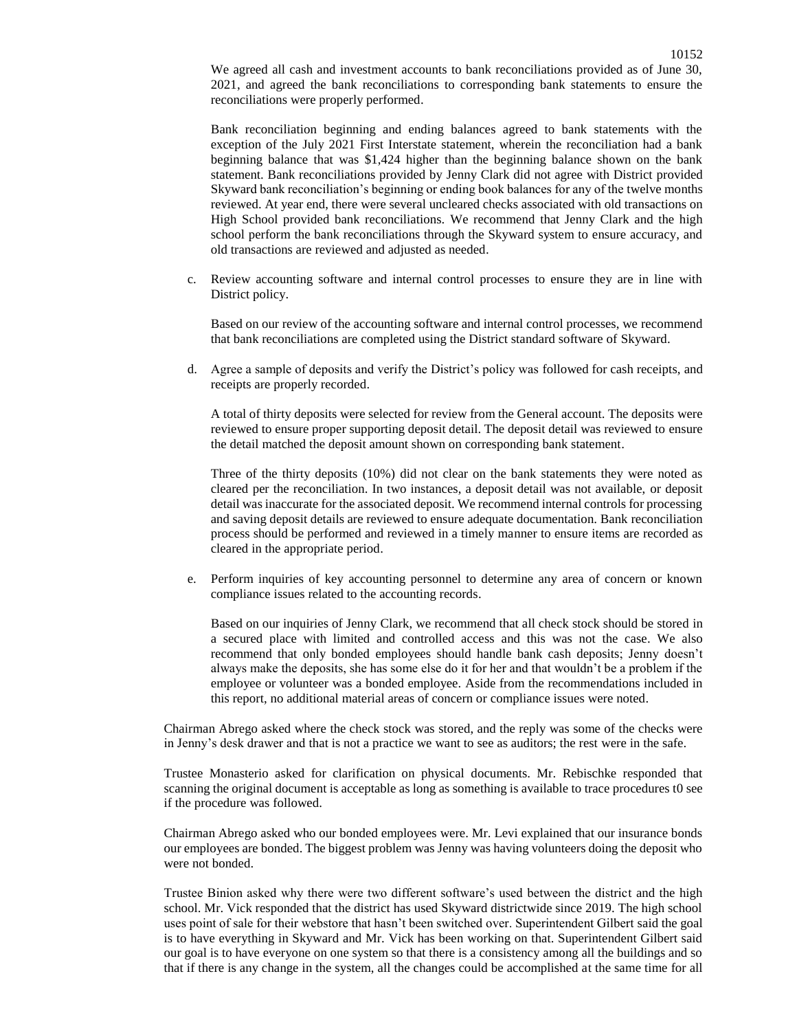We agreed all cash and investment accounts to bank reconciliations provided as of June 30, 2021, and agreed the bank reconciliations to corresponding bank statements to ensure the reconciliations were properly performed.

Bank reconciliation beginning and ending balances agreed to bank statements with the exception of the July 2021 First Interstate statement, wherein the reconciliation had a bank beginning balance that was $1,424 higher than the beginning balance shown on the bank statement. Bank reconciliations provided by Jenny Clark did not agree with District provided Skyward bank reconciliation's beginning or ending book balances for any of the twelve months reviewed. At year end, there were several uncleared checks associated with old transactions on High School provided bank reconciliations. We recommend that Jenny Clark and the high school perform the bank reconciliations through the Skyward system to ensure accuracy, and old transactions are reviewed and adjusted as needed.

c. Review accounting software and internal control processes to ensure they are in line with District policy.

   Based on our review of the accounting software and internal control processes, we recommend that bank reconciliations are completed using the District standard software of Skyward.

d. Agree a sample of deposits and verify the District's policy was followed for cash receipts, and receipts are properly recorded.

   A total of thirty deposits were selected for review from the General account. The deposits were reviewed to ensure proper supporting deposit detail. The deposit detail was reviewed to ensure the detail matched the deposit amount shown on corresponding bank statement.

   Three of the thirty deposits (10%) did not clear on the bank statements they were noted as cleared per the reconciliation. In two instances, a deposit detail was not available, or deposit detail was inaccurate for the associated deposit. We recommend internal controls for processing and saving deposit details are reviewed to ensure adequate documentation. Bank reconciliation process should be performed and reviewed in a timely manner to ensure items are recorded as cleared in the appropriate period.

e. Perform inquiries of key accounting personnel to determine any area of concern or known compliance issues related to the accounting records.

   Based on our inquiries of Jenny Clark, we recommend that all check stock should be stored in a secured place with limited and controlled access and this was not the case. We also recommend that only bonded employees should handle bank cash deposits; Jenny doesn't always make the deposits, she has some else do it for her and that wouldn't be a problem if the employee or volunteer was a bonded employee. Aside from the recommendations included in this report, no additional material areas of concern or compliance issues were noted.

Chairman Abrego asked where the check stock was stored, and the reply was some of the checks were in Jenny's desk drawer and that is not a practice we want to see as auditors; the rest were in the safe.

Trustee Monasterio asked for clarification on physical documents. Mr. Rebischke responded that scanning the original document is acceptable as long as something is available to trace procedures t0 see if the procedure was followed.

Chairman Abrego asked who our bonded employees were. Mr. Levi explained that our insurance bonds our employees are bonded. The biggest problem was Jenny was having volunteers doing the deposit who were not bonded.

Trustee Binion asked why there were two different software's used between the district and the high school. Mr. Vick responded that the district has used Skyward districtwide since 2019. The high school uses point of sale for their webstore that hasn't been switched over. Superintendent Gilbert said the goal is to have everything in Skyward and Mr. Vick has been working on that. Superintendent Gilbert said our goal is to have everyone on one system so that there is a consistency among all the buildings and so that if there is any change in the system, all the changes could be accomplished at the same time for all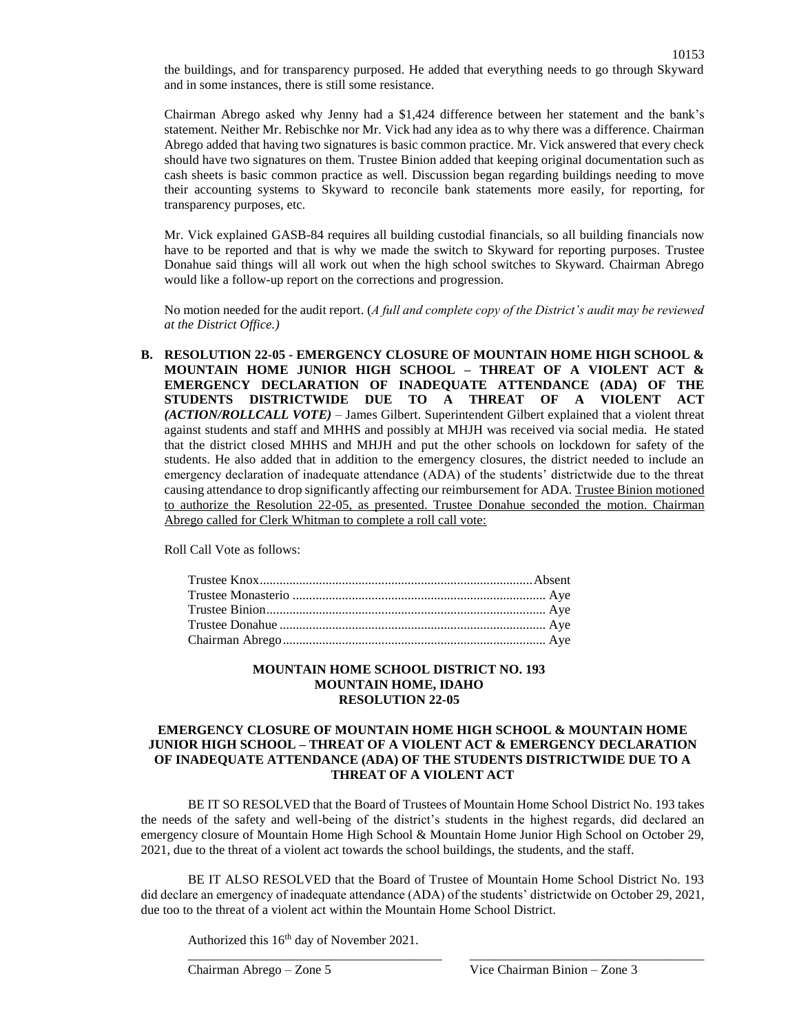the buildings, and for transparency purposed. He added that everything needs to go through Skyward and in some instances, there is still some resistance.

Chairman Abrego asked why Jenny had a $1,424 difference between her statement and the bank's statement. Neither Mr. Rebischke nor Mr. Vick had any idea as to why there was a difference. Chairman Abrego added that having two signatures is basic common practice. Mr. Vick answered that every check should have two signatures on them. Trustee Binion added that keeping original documentation such as cash sheets is basic common practice as well. Discussion began regarding buildings needing to move their accounting systems to Skyward to reconcile bank statements more easily, for reporting, for transparency purposes, etc.

Mr. Vick explained GASB-84 requires all building custodial financials, so all building financials now have to be reported and that is why we made the switch to Skyward for reporting purposes. Trustee Donahue said things will all work out when the high school switches to Skyward. Chairman Abrego would like a follow-up report on the corrections and progression.

No motion needed for the audit report. (*A full and complete copy of the District's audit may be reviewed at the District Office.)*

**B. RESOLUTION 22-05 - EMERGENCY CLOSURE OF MOUNTAIN HOME HIGH SCHOOL & MOUNTAIN HOME JUNIOR HIGH SCHOOL – THREAT OF A VIOLENT ACT & EMERGENCY DECLARATION OF INADEQUATE ATTENDANCE (ADA) OF THE STUDENTS DISTRICTWIDE DUE TO A THREAT OF A VIOLENT ACT *(ACTION/ROLLCALL VOTE)*** – James Gilbert. Superintendent Gilbert explained that a violent threat against students and staff and MHHS and possibly at MHJH was received via social media. He stated that the district closed MHHS and MHJH and put the other schools on lockdown for safety of the students. He also added that in addition to the emergency closures, the district needed to include an emergency declaration of inadequate attendance (ADA) of the students' districtwide due to the threat causing attendance to drop significantly affecting our reimbursement for ADA. Trustee Binion motioned to authorize the Resolution 22-05, as presented. Trustee Donahue seconded the motion. Chairman Abrego called for Clerk Whitman to complete a roll call vote:

Roll Call Vote as follows:

| | |
|---|---|
| Trustee Knox | Absent |
| Trustee Monasterio | Aye |
| Trustee Binion | Aye |
| Trustee Donahue | Aye |
| Chairman Abrego | Aye |

**MOUNTAIN HOME SCHOOL DISTRICT NO. 193**
**MOUNTAIN HOME, IDAHO**
**RESOLUTION 22-05**

**EMERGENCY CLOSURE OF MOUNTAIN HOME HIGH SCHOOL & MOUNTAIN HOME JUNIOR HIGH SCHOOL – THREAT OF A VIOLENT ACT & EMERGENCY DECLARATION OF INADEQUATE ATTENDANCE (ADA) OF THE STUDENTS DISTRICTWIDE DUE TO A THREAT OF A VIOLENT ACT**

BE IT SO RESOLVED that the Board of Trustees of Mountain Home School District No. 193 takes the needs of the safety and well-being of the district's students in the highest regards, did declared an emergency closure of Mountain Home High School & Mountain Home Junior High School on October 29, 2021, due to the threat of a violent act towards the school buildings, the students, and the staff.

BE IT ALSO RESOLVED that the Board of Trustee of Mountain Home School District No. 193 did declare an emergency of inadequate attendance (ADA) of the students' districtwide on October 29, 2021, due too to the threat of a violent act within the Mountain Home School District.

Authorized this 16th day of November 2021.

\_\_\_\_\_\_\_\_\_\_\_\_\_\_\_\_\_\_\_\_\_\_\_\_\_\_\_\_\_\_\_\_\_\_\_\_ \_\_\_\_\_\_\_\_\_\_\_\_\_\_\_\_\_\_\_\_\_\_\_\_\_\_\_\_\_\_\_\_\_\_\_\_

Chairman Abrego – Zone 5 Vice Chairman Binion – Zone 3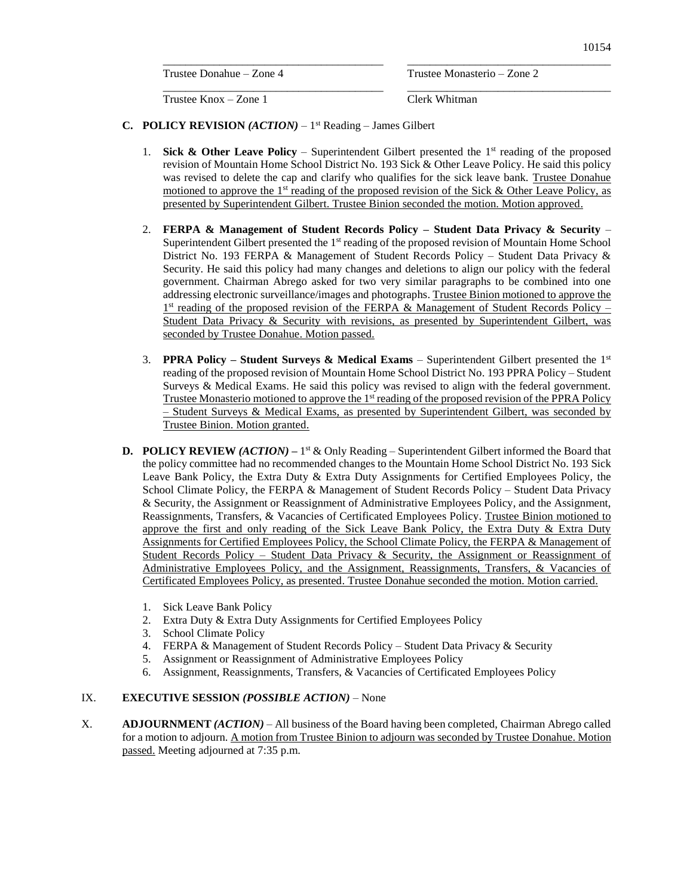| | |
|---|---|
| Trustee Donahue – Zone 4 | Trustee Monasterio – Zone 2 |
| Trustee Knox – Zone 1 | Clerk Whitman |

**C. POLICY REVISION *(ACTION)*** – 1st Reading – James Gilbert

1. **Sick & Other Leave Policy** – Superintendent Gilbert presented the 1st reading of the proposed revision of Mountain Home School District No. 193 Sick & Other Leave Policy. He said this policy was revised to delete the cap and clarify who qualifies for the sick leave bank. Trustee Donahue motioned to approve the 1st reading of the proposed revision of the Sick & Other Leave Policy, as presented by Superintendent Gilbert. Trustee Binion seconded the motion. Motion approved.

2. **FERPA & Management of Student Records Policy – Student Data Privacy & Security** – Superintendent Gilbert presented the 1st reading of the proposed revision of Mountain Home School District No. 193 FERPA & Management of Student Records Policy – Student Data Privacy & Security. He said this policy had many changes and deletions to align our policy with the federal government. Chairman Abrego asked for two very similar paragraphs to be combined into one addressing electronic surveillance/images and photographs. Trustee Binion motioned to approve the 1st reading of the proposed revision of the FERPA & Management of Student Records Policy – Student Data Privacy & Security with revisions, as presented by Superintendent Gilbert, was seconded by Trustee Donahue. Motion passed.

3. **PPRA Policy – Student Surveys & Medical Exams** – Superintendent Gilbert presented the 1st reading of the proposed revision of Mountain Home School District No. 193 PPRA Policy – Student Surveys & Medical Exams. He said this policy was revised to align with the federal government. Trustee Monasterio motioned to approve the 1st reading of the proposed revision of the PPRA Policy – Student Surveys & Medical Exams, as presented by Superintendent Gilbert, was seconded by Trustee Binion. Motion granted.

**D. POLICY REVIEW *(ACTION)*** – 1st & Only Reading – Superintendent Gilbert informed the Board that the policy committee had no recommended changes to the Mountain Home School District No. 193 Sick Leave Bank Policy, the Extra Duty & Extra Duty Assignments for Certified Employees Policy, the School Climate Policy, the FERPA & Management of Student Records Policy – Student Data Privacy & Security, the Assignment or Reassignment of Administrative Employees Policy, and the Assignment, Reassignments, Transfers, & Vacancies of Certificated Employees Policy. Trustee Binion motioned to approve the first and only reading of the Sick Leave Bank Policy, the Extra Duty & Extra Duty Assignments for Certified Employees Policy, the School Climate Policy, the FERPA & Management of Student Records Policy – Student Data Privacy & Security, the Assignment or Reassignment of Administrative Employees Policy, and the Assignment, Reassignments, Transfers, & Vacancies of Certificated Employees Policy, as presented. Trustee Donahue seconded the motion. Motion carried.

1. Sick Leave Bank Policy
2. Extra Duty & Extra Duty Assignments for Certified Employees Policy
3. School Climate Policy
4. FERPA & Management of Student Records Policy – Student Data Privacy & Security
5. Assignment or Reassignment of Administrative Employees Policy
6. Assignment, Reassignments, Transfers, & Vacancies of Certificated Employees Policy

IX. **EXECUTIVE SESSION *(POSSIBLE ACTION)*** – None

X. **ADJOURNMENT *(ACTION)*** – All business of the Board having been completed, Chairman Abrego called for a motion to adjourn. A motion from Trustee Binion to adjourn was seconded by Trustee Donahue. Motion passed. Meeting adjourned at 7:35 p.m.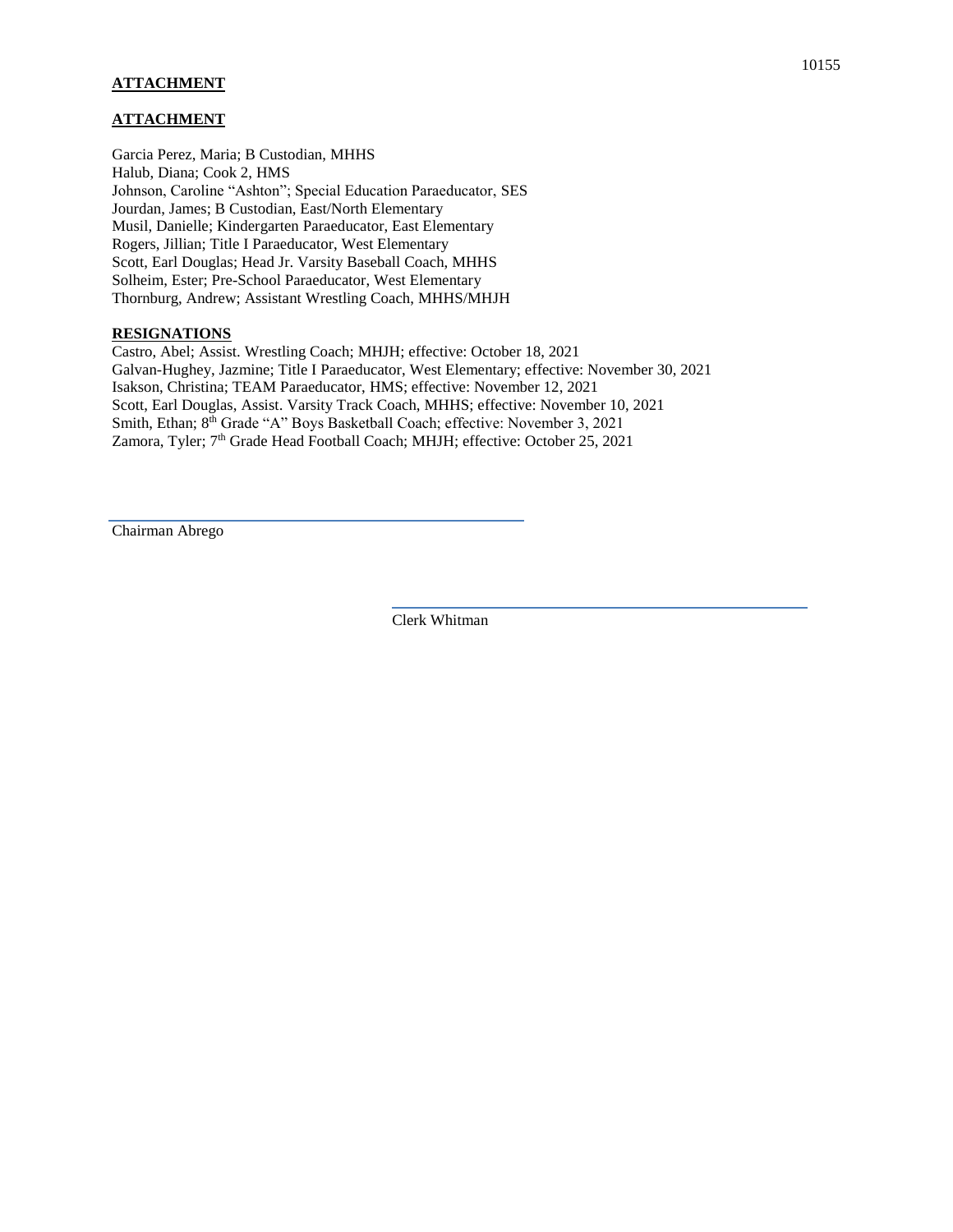**ATTACHMENT**

**ATTACHMENT**

Garcia Perez, Maria; B Custodian, MHHS
Halub, Diana; Cook 2, HMS
Johnson, Caroline "Ashton"; Special Education Paraeducator, SES
Jourdan, James; B Custodian, East/North Elementary
Musil, Danielle; Kindergarten Paraeducator, East Elementary
Rogers, Jillian; Title I Paraeducator, West Elementary
Scott, Earl Douglas; Head Jr. Varsity Baseball Coach, MHHS
Solheim, Ester; Pre-School Paraeducator, West Elementary
Thornburg, Andrew; Assistant Wrestling Coach, MHHS/MHJH

**RESIGNATIONS**

Castro, Abel; Assist. Wrestling Coach; MHJH; effective: October 18, 2021
Galvan-Hughey, Jazmine; Title I Paraeducator, West Elementary; effective: November 30, 2021
Isakson, Christina; TEAM Paraeducator, HMS; effective: November 12, 2021
Scott, Earl Douglas, Assist. Varsity Track Coach, MHHS; effective: November 10, 2021
Smith, Ethan; 8th Grade "A" Boys Basketball Coach; effective: November 3, 2021
Zamora, Tyler; 7th Grade Head Football Coach; MHJH; effective: October 25, 2021

Chairman Abrego

Clerk Whitman